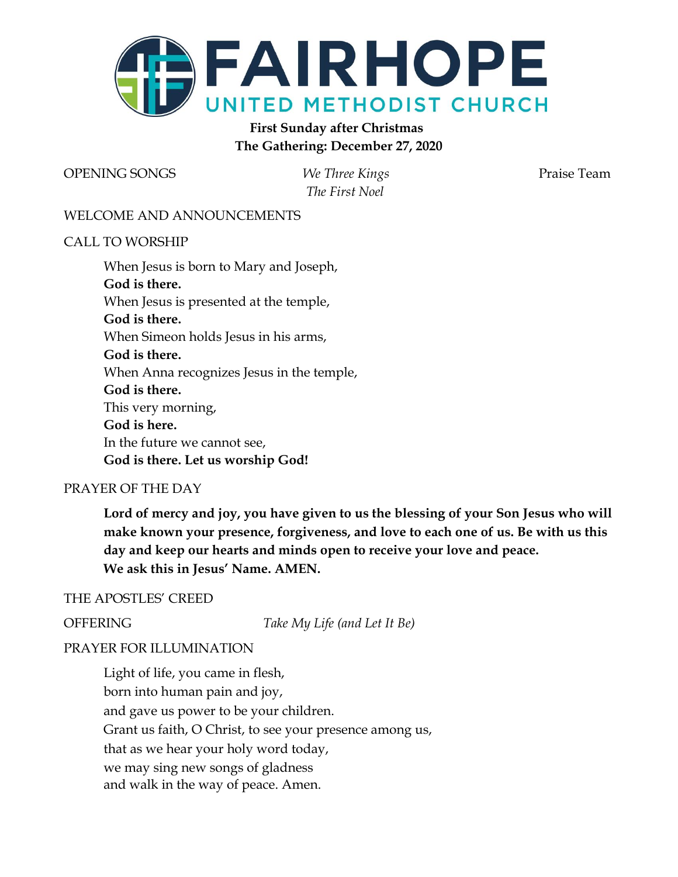# FAIRHOPE

## UNITED METHODIST CHURCH

**First Sunday after Christmas**
**The Gathering: December 27, 2020**

OPENING SONGS *We Three Kings* Praise Team
*The First Noel*

WELCOME AND ANNOUNCEMENTS

CALL TO WORSHIP

When Jesus is born to Mary and Joseph,
**God is there.**
When Jesus is presented at the temple,
**God is there.**
When Simeon holds Jesus in his arms,
**God is there.**
When Anna recognizes Jesus in the temple,
**God is there.**
This very morning,
**God is here.**
In the future we cannot see,
**God is there. Let us worship God!**

PRAYER OF THE DAY

**Lord of mercy and joy, you have given to us the blessing of your Son Jesus who will make known your presence, forgiveness, and love to each one of us. Be with us this day and keep our hearts and minds open to receive your love and peace. We ask this in Jesus' Name. AMEN.**

THE APOSTLES' CREED

OFFERING *Take My Life (and Let It Be)*

PRAYER FOR ILLUMINATION

Light of life, you came in flesh,
born into human pain and joy,
and gave us power to be your children.
Grant us faith, O Christ, to see your presence among us,
that as we hear your holy word today,
we may sing new songs of gladness
and walk in the way of peace. Amen.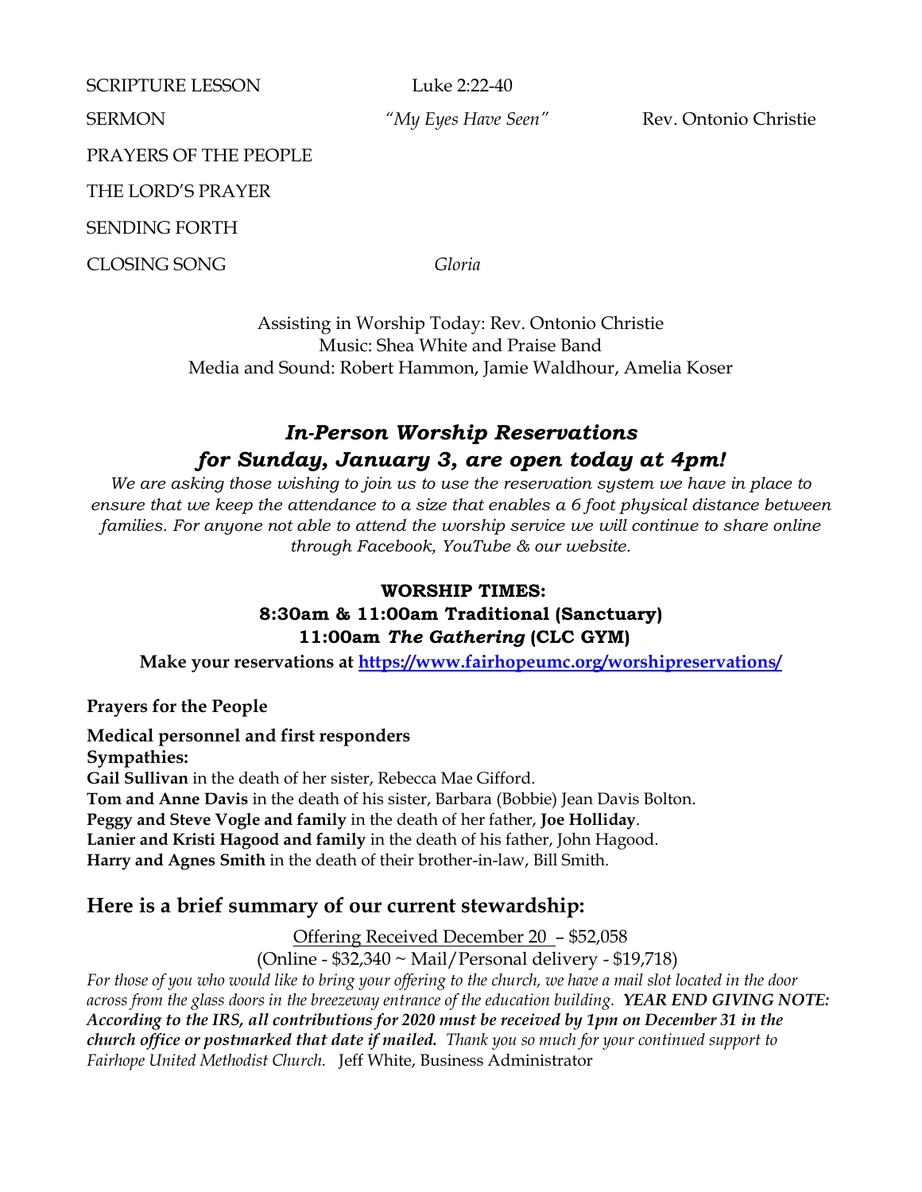SCRIPTURE LESSON Luke 2:22-40

SERMON *"My Eyes Have Seen"* Rev. Ontonio Christie

PRAYERS OF THE PEOPLE

THE LORD'S PRAYER

SENDING FORTH

CLOSING SONG *Gloria*

Assisting in Worship Today: Rev. Ontonio Christie
Music: Shea White and Praise Band
Media and Sound: Robert Hammon, Jamie Waldhour, Amelia Koser

## *In-Person Worship Reservations for Sunday, January 3, are open today at 4pm!*

*We are asking those wishing to join us to use the reservation system we have in place to ensure that we keep the attendance to a size that enables a 6 foot physical distance between families. For anyone not able to attend the worship service we will continue to share online through Facebook, YouTube & our website.*

**WORSHIP TIMES:**
**8:30am & 11:00am Traditional (Sanctuary)**
**11:00am *The Gathering* (CLC GYM)**

**Make your reservations at [https://www.fairhopeumc.org/worshipreservations/](https://www.fairhopeumc.org/worshipreservations/)**

**Prayers for the People**

**Medical personnel and first responders**
**Sympathies:**
**Gail Sullivan** in the death of her sister, Rebecca Mae Gifford.
**Tom and Anne Davis** in the death of his sister, Barbara (Bobbie) Jean Davis Bolton.
**Peggy and Steve Vogle and family** in the death of her father, **Joe Holliday**.
**Lanier and Kristi Hagood and family** in the death of his father, John Hagood.
**Harry and Agnes Smith** in the death of their brother-in-law, Bill Smith.

## Here is a brief summary of our current stewardship:

Offering Received December 20 – $52,058
(Online - $32,340 ~ Mail/Personal delivery - $19,718)

*For those of you who would like to bring your offering to the church, we have a mail slot located in the door across from the glass doors in the breezeway entrance of the education building.* ***YEAR END GIVING NOTE: According to the IRS, all contributions for 2020 must be received by 1pm on December 31 in the church office or postmarked that date if mailed.*** *Thank you so much for your continued support to Fairhope United Methodist Church.* Jeff White, Business Administrator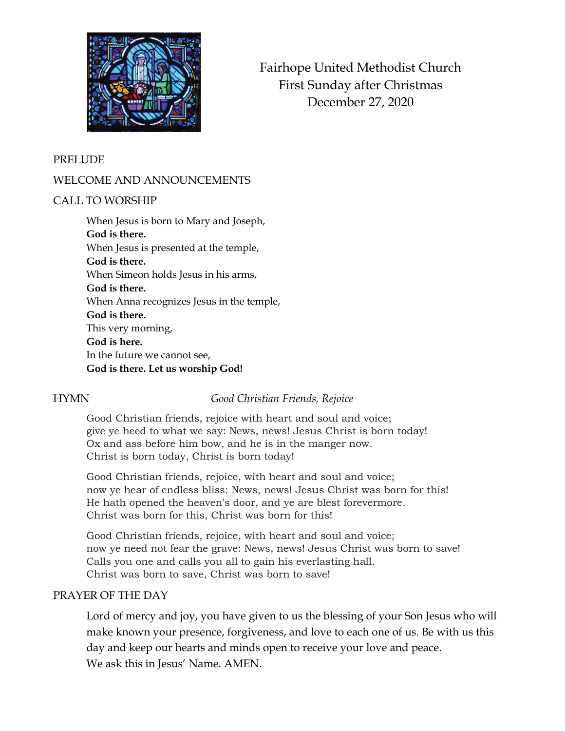Fairhope United Methodist Church
First Sunday after Christmas
December 27, 2020

PRELUDE

WELCOME AND ANNOUNCEMENTS

CALL TO WORSHIP

When Jesus is born to Mary and Joseph,
**God is there.**
When Jesus is presented at the temple,
**God is there.**
When Simeon holds Jesus in his arms,
**God is there.**
When Anna recognizes Jesus in the temple,
**God is there.**
This very morning,
**God is here.**
In the future we cannot see,
**God is there. Let us worship God!**

HYMN *Good Christian Friends, Rejoice*

Good Christian friends, rejoice with heart and soul and voice;
give ye heed to what we say: News, news! Jesus Christ is born today!
Ox and ass before him bow, and he is in the manger now.
Christ is born today, Christ is born today!

Good Christian friends, rejoice, with heart and soul and voice;
now ye hear of endless bliss: News, news! Jesus Christ was born for this!
He hath opened the heaven's door, and ye are blest forevermore.
Christ was born for this, Christ was born for this!

Good Christian friends, rejoice, with heart and soul and voice;
now ye need not fear the grave: News, news! Jesus Christ was born to save!
Calls you one and calls you all to gain his everlasting hall.
Christ was born to save, Christ was born to save!

PRAYER OF THE DAY

Lord of mercy and joy, you have given to us the blessing of your Son Jesus who will make known your presence, forgiveness, and love to each one of us. Be with us this day and keep our hearts and minds open to receive your love and peace.
We ask this in Jesus' Name. AMEN.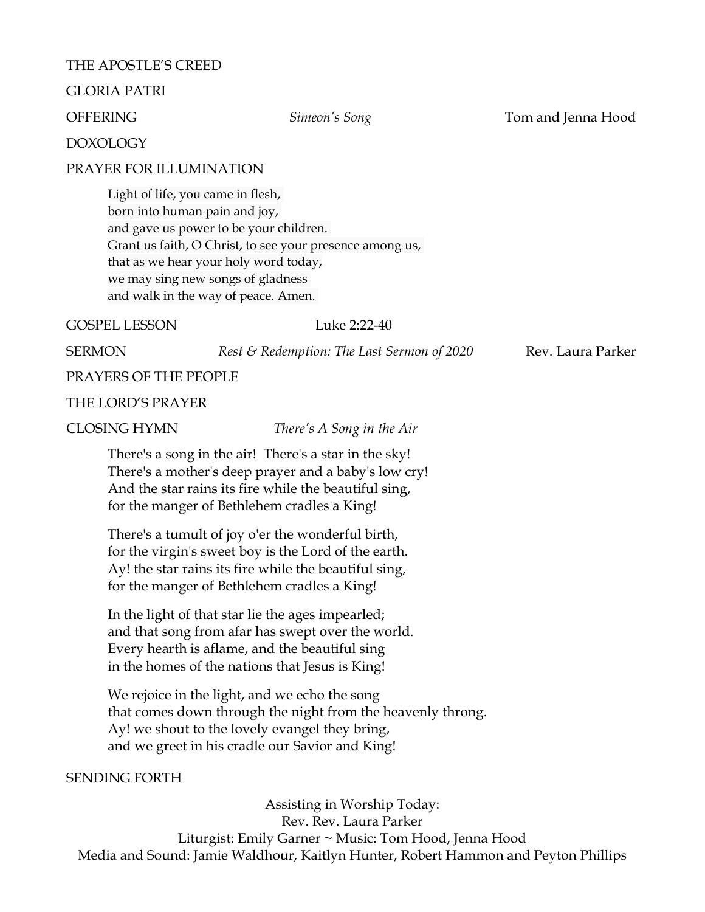THE APOSTLE'S CREED

GLORIA PATRI

OFFERING *Simeon's Song* Tom and Jenna Hood

DOXOLOGY

PRAYER FOR ILLUMINATION

> Light of life, you came in flesh,
> born into human pain and joy,
> and gave us power to be your children.
> Grant us faith, O Christ, to see your presence among us,
> that as we hear your holy word today,
> we may sing new songs of gladness
> and walk in the way of peace. Amen.

GOSPEL LESSON Luke 2:22-40

SERMON *Rest & Redemption: The Last Sermon of 2020* Rev. Laura Parker

PRAYERS OF THE PEOPLE

THE LORD'S PRAYER

CLOSING HYMN *There's A Song in the Air*

> There's a song in the air! There's a star in the sky!
> There's a mother's deep prayer and a baby's low cry!
> And the star rains its fire while the beautiful sing,
> for the manger of Bethlehem cradles a King!
>
> There's a tumult of joy o'er the wonderful birth,
> for the virgin's sweet boy is the Lord of the earth.
> Ay! the star rains its fire while the beautiful sing,
> for the manger of Bethlehem cradles a King!
>
> In the light of that star lie the ages impearled;
> and that song from afar has swept over the world.
> Every hearth is aflame, and the beautiful sing
> in the homes of the nations that Jesus is King!
>
> We rejoice in the light, and we echo the song
> that comes down through the night from the heavenly throng.
> Ay! we shout to the lovely evangel they bring,
> and we greet in his cradle our Savior and King!

SENDING FORTH

Assisting in Worship Today:
Rev. Rev. Laura Parker
Liturgist: Emily Garner ~ Music: Tom Hood, Jenna Hood
Media and Sound: Jamie Waldhour, Kaitlyn Hunter, Robert Hammon and Peyton Phillips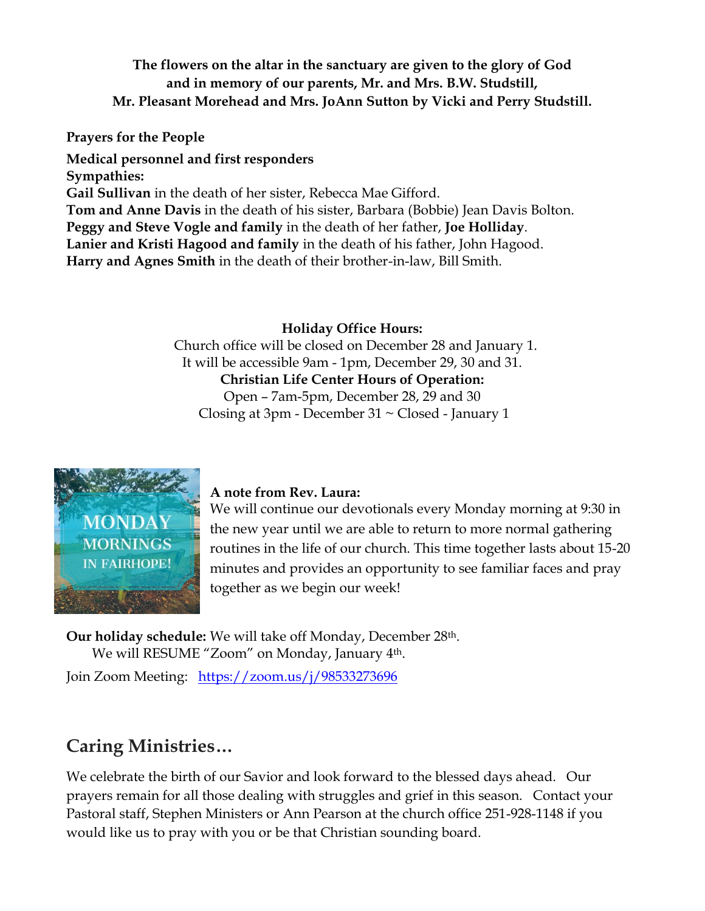**The flowers on the altar in the sanctuary are given to the glory of God and in memory of our parents, Mr. and Mrs. B.W. Studstill, Mr. Pleasant Morehead and Mrs. JoAnn Sutton by Vicki and Perry Studstill.**

**Prayers for the People**

**Medical personnel and first responders**
**Sympathies:**
**Gail Sullivan** in the death of her sister, Rebecca Mae Gifford.
**Tom and Anne Davis** in the death of his sister, Barbara (Bobbie) Jean Davis Bolton.
**Peggy and Steve Vogle and family** in the death of her father, **Joe Holliday**.
**Lanier and Kristi Hagood and family** in the death of his father, John Hagood.
**Harry and Agnes Smith** in the death of their brother-in-law, Bill Smith.

**Holiday Office Hours:**
Church office will be closed on December 28 and January 1.
It will be accessible 9am - 1pm, December 29, 30 and 31.
**Christian Life Center Hours of Operation:**
Open – 7am-5pm, December 28, 29 and 30
Closing at 3pm - December 31 ~ Closed - January 1

MONDAY MORNINGS IN FAIRHOPE!

**A note from Rev. Laura:**
We will continue our devotionals every Monday morning at 9:30 in the new year until we are able to return to more normal gathering routines in the life of our church. This time together lasts about 15-20 minutes and provides an opportunity to see familiar faces and pray together as we begin our week!

**Our holiday schedule:** We will take off Monday, December 28th.
We will RESUME "Zoom" on Monday, January 4th.

Join Zoom Meeting: https://zoom.us/j/98533273696

## Caring Ministries…

We celebrate the birth of our Savior and look forward to the blessed days ahead. Our prayers remain for all those dealing with struggles and grief in this season. Contact your Pastoral staff, Stephen Ministers or Ann Pearson at the church office 251-928-1148 if you would like us to pray with you or be that Christian sounding board.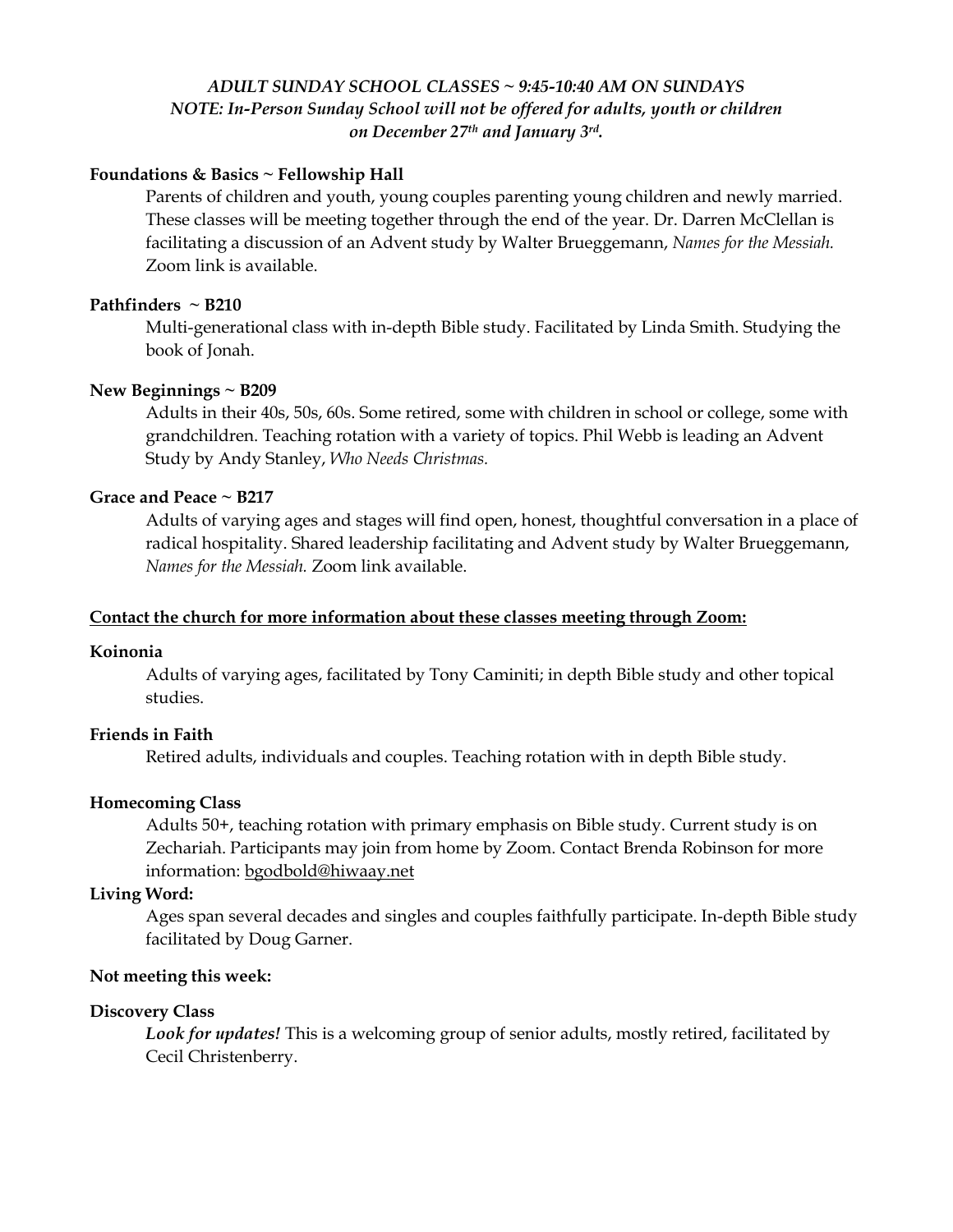*ADULT SUNDAY SCHOOL CLASSES ~ 9:45-10:40 AM ON SUNDAYS*
*NOTE: In-Person Sunday School will not be offered for adults, youth or children on December 27th and January 3rd.*

**Foundations & Basics ~ Fellowship Hall**

Parents of children and youth, young couples parenting young children and newly married. These classes will be meeting together through the end of the year. Dr. Darren McClellan is facilitating a discussion of an Advent study by Walter Brueggemann, *Names for the Messiah.* Zoom link is available.

**Pathfinders ~ B210**

Multi-generational class with in-depth Bible study. Facilitated by Linda Smith. Studying the book of Jonah.

**New Beginnings ~ B209**

Adults in their 40s, 50s, 60s. Some retired, some with children in school or college, some with grandchildren. Teaching rotation with a variety of topics. Phil Webb is leading an Advent Study by Andy Stanley, *Who Needs Christmas.*

**Grace and Peace ~ B217**

Adults of varying ages and stages will find open, honest, thoughtful conversation in a place of radical hospitality. Shared leadership facilitating and Advent study by Walter Brueggemann, *Names for the Messiah.* Zoom link available.

**Contact the church for more information about these classes meeting through Zoom:**

**Koinonia**

Adults of varying ages, facilitated by Tony Caminiti; in depth Bible study and other topical studies.

**Friends in Faith**

Retired adults, individuals and couples. Teaching rotation with in depth Bible study.

**Homecoming Class**

Adults 50+, teaching rotation with primary emphasis on Bible study. Current study is on Zechariah. Participants may join from home by Zoom. Contact Brenda Robinson for more information: bgodbold@hiwaay.net

**Living Word:**

Ages span several decades and singles and couples faithfully participate. In-depth Bible study facilitated by Doug Garner.

**Not meeting this week:**

**Discovery Class**

***Look for updates!*** This is a welcoming group of senior adults, mostly retired, facilitated by Cecil Christenberry.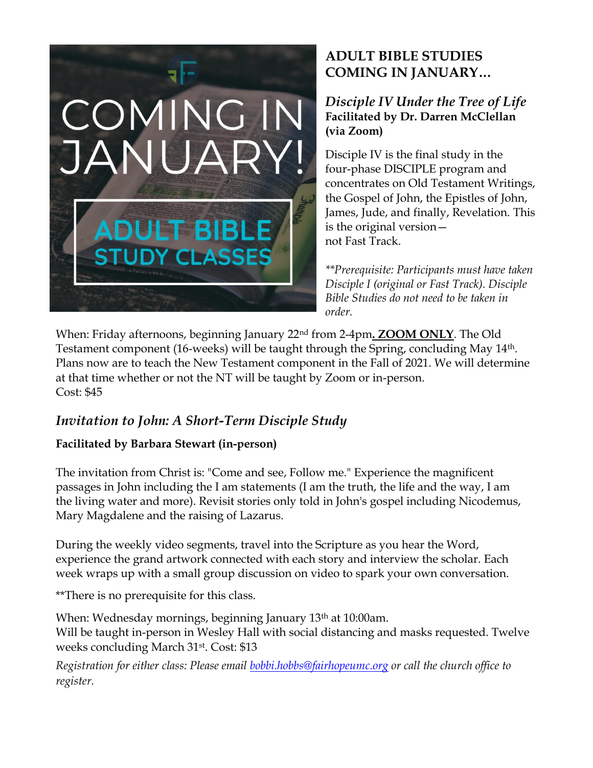## ADULT BIBLE STUDIES COMING IN JANUARY…

### *Disciple IV Under the Tree of Life*

**Facilitated by Dr. Darren McClellan (via Zoom)**

Disciple IV is the final study in the four-phase DISCIPLE program and concentrates on Old Testament Writings, the Gospel of John, the Epistles of John, James, Jude, and finally, Revelation. This is the original version—not Fast Track.

*\*\*Prerequisite: Participants must have taken Disciple I (original or Fast Track). Disciple Bible Studies do not need to be taken in order.*

When: Friday afternoons, beginning January 22nd from 2-4pm**. ZOOM ONLY**. The Old Testament component (16-weeks) will be taught through the Spring, concluding May 14th. Plans now are to teach the New Testament component in the Fall of 2021. We will determine at that time whether or not the NT will be taught by Zoom or in-person.
Cost: $45

### *Invitation to John: A Short-Term Disciple Study*

**Facilitated by Barbara Stewart (in-person)**

The invitation from Christ is: "Come and see, Follow me." Experience the magnificent passages in John including the I am statements (I am the truth, the life and the way, I am the living water and more). Revisit stories only told in John's gospel including Nicodemus, Mary Magdalene and the raising of Lazarus.

During the weekly video segments, travel into the Scripture as you hear the Word, experience the grand artwork connected with each story and interview the scholar. Each week wraps up with a small group discussion on video to spark your own conversation.

\*\*There is no prerequisite for this class.

When: Wednesday mornings, beginning January 13th at 10:00am.
Will be taught in-person in Wesley Hall with social distancing and masks requested. Twelve weeks concluding March 31st. Cost: $13

*Registration for either class: Please email bobbi.hobbs@fairhopeumc.org or call the church office to register.*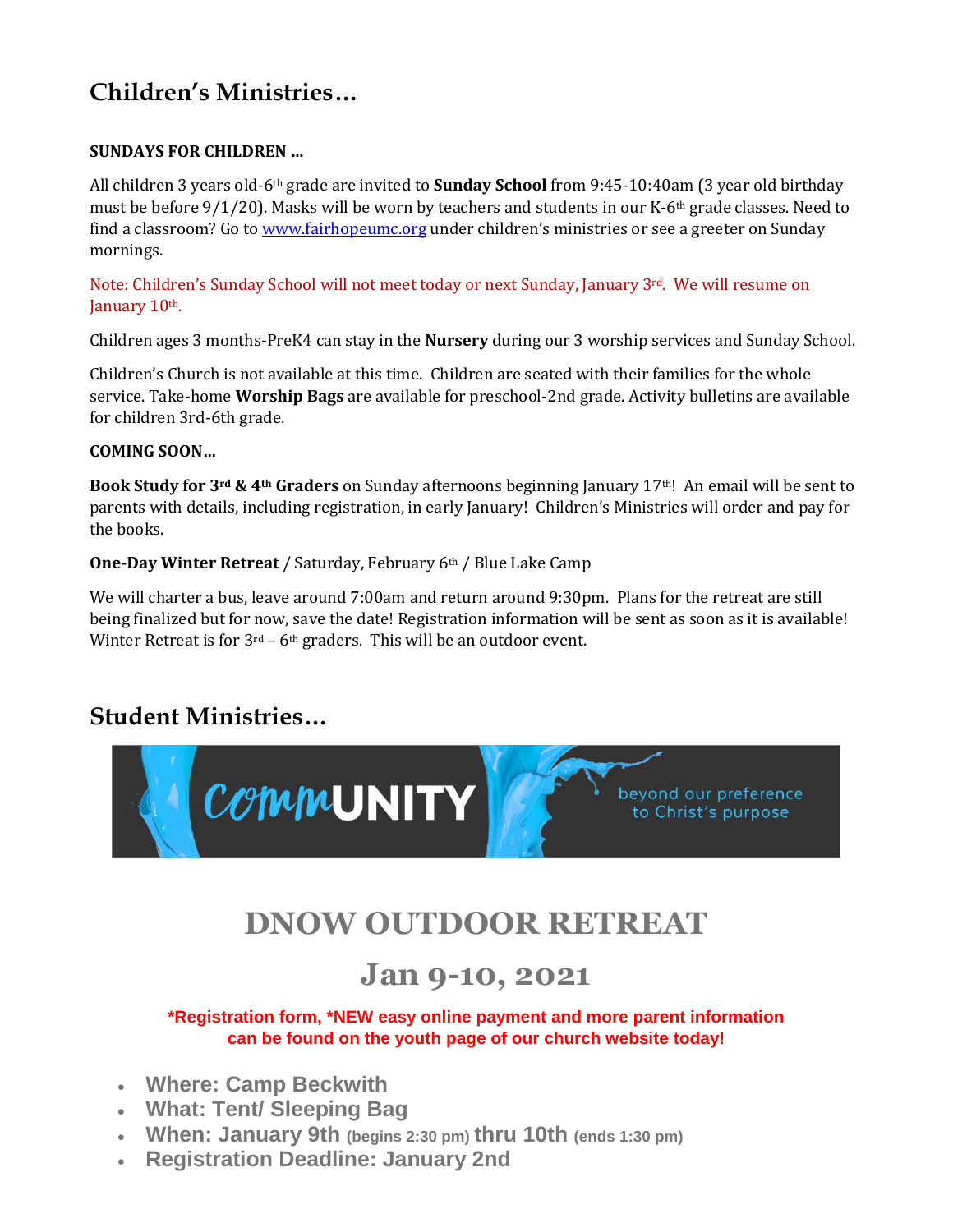## Children's Ministries…

**SUNDAYS FOR CHILDREN …**

All children 3 years old-6th grade are invited to **Sunday School** from 9:45-10:40am (3 year old birthday must be before 9/1/20). Masks will be worn by teachers and students in our K-6th grade classes. Need to find a classroom? Go to www.fairhopeumc.org under children's ministries or see a greeter on Sunday mornings.

Note: Children's Sunday School will not meet today or next Sunday, January 3rd. We will resume on January 10th.

Children ages 3 months-PreK4 can stay in the **Nursery** during our 3 worship services and Sunday School.

Children's Church is not available at this time. Children are seated with their families for the whole service. Take-home **Worship Bags** are available for preschool-2nd grade. Activity bulletins are available for children 3rd-6th grade.

**COMING SOON…**

**Book Study for 3rd & 4th Graders** on Sunday afternoons beginning January 17th! An email will be sent to parents with details, including registration, in early January! Children's Ministries will order and pay for the books.

**One-Day Winter Retreat** / Saturday, February 6th / Blue Lake Camp

We will charter a bus, leave around 7:00am and return around 9:30pm. Plans for the retreat are still being finalized but for now, save the date! Registration information will be sent as soon as it is available! Winter Retreat is for 3rd – 6th graders. This will be an outdoor event.

## Student Ministries…

commUNITY
beyond our preference to Christ's purpose

# DNOW OUTDOOR RETREAT

## Jan 9-10, 2021

**\*Registration form, \*NEW easy online payment and more parent information can be found on the youth page of our church website today!**

- **Where: Camp Beckwith**
- **What: Tent/ Sleeping Bag**
- **When: January 9th (begins 2:30 pm) thru 10th (ends 1:30 pm)**
- **Registration Deadline: January 2nd**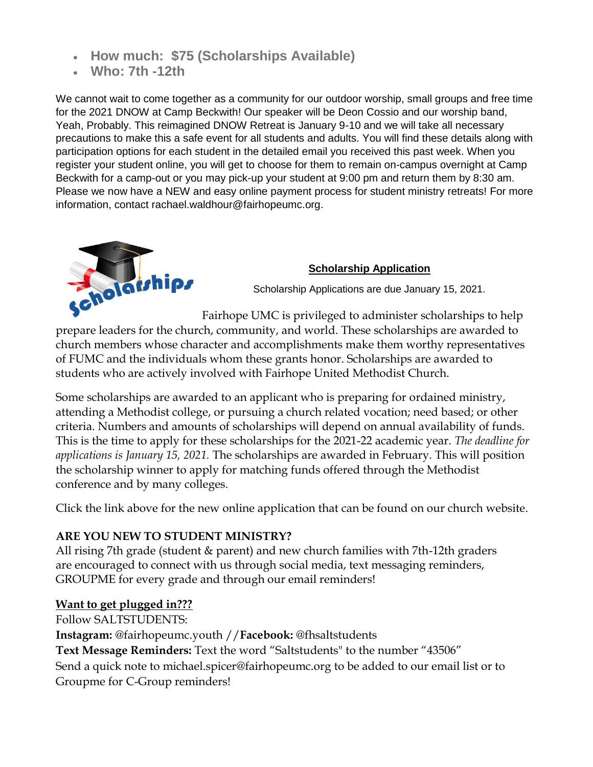- **How much: $75 (Scholarships Available)**
- **Who: 7th -12th**

We cannot wait to come together as a community for our outdoor worship, small groups and free time for the 2021 DNOW at Camp Beckwith! Our speaker will be Deon Cossio and our worship band, Yeah, Probably. This reimagined DNOW Retreat is January 9-10 and we will take all necessary precautions to make this a safe event for all students and adults. You will find these details along with participation options for each student in the detailed email you received this past week. When you register your student online, you will get to choose for them to remain on-campus overnight at Camp Beckwith for a camp-out or you may pick-up your student at 9:00 pm and return them by 8:30 am. Please we now have a NEW and easy online payment process for student ministry retreats! For more information, contact rachael.waldhour@fairhopeumc.org.

**Scholarship Application**

Scholarship Applications are due January 15, 2021.

Fairhope UMC is privileged to administer scholarships to help prepare leaders for the church, community, and world. These scholarships are awarded to church members whose character and accomplishments make them worthy representatives of FUMC and the individuals whom these grants honor. Scholarships are awarded to students who are actively involved with Fairhope United Methodist Church.

Some scholarships are awarded to an applicant who is preparing for ordained ministry, attending a Methodist college, or pursuing a church related vocation; need based; or other criteria. Numbers and amounts of scholarships will depend on annual availability of funds. This is the time to apply for these scholarships for the 2021-22 academic year. *The deadline for applications is January 15, 2021.* The scholarships are awarded in February. This will position the scholarship winner to apply for matching funds offered through the Methodist conference and by many colleges.

Click the link above for the new online application that can be found on our church website.

**ARE YOU NEW TO STUDENT MINISTRY?**

All rising 7th grade (student & parent) and new church families with 7th-12th graders are encouraged to connect with us through social media, text messaging reminders, GROUPME for every grade and through our email reminders!

**Want to get plugged in???**

Follow SALTSTUDENTS:

**Instagram:** @fairhopeumc.youth //**Facebook:** @fhsaltstudents

**Text Message Reminders:** Text the word "Saltstudents" to the number "43506"

Send a quick note to michael.spicer@fairhopeumc.org to be added to our email list or to Groupme for C-Group reminders!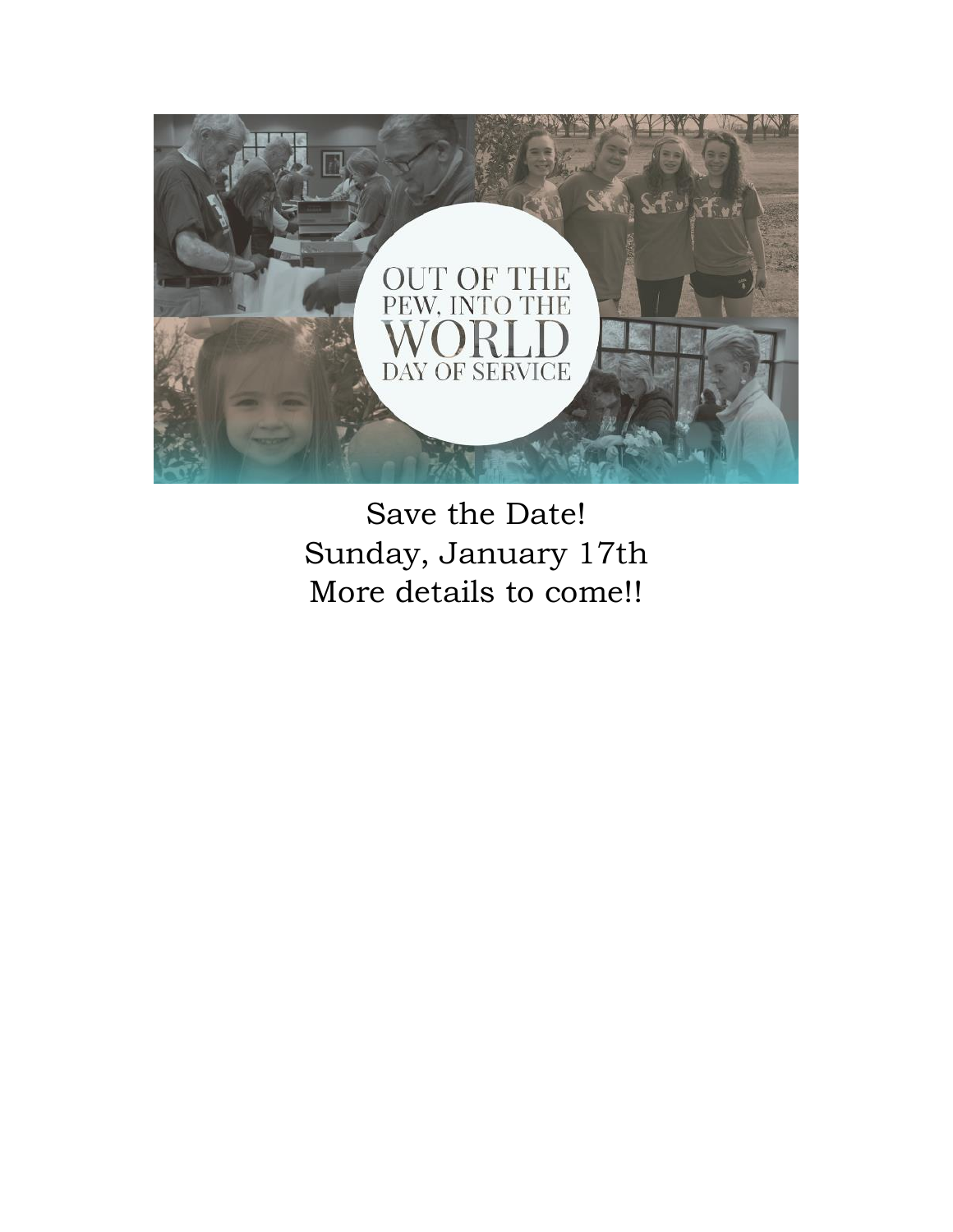OUT OF THE PEW, INTO THE WORLD DAY OF SERVICE

Save the Date!
Sunday, January 17th
More details to come!!